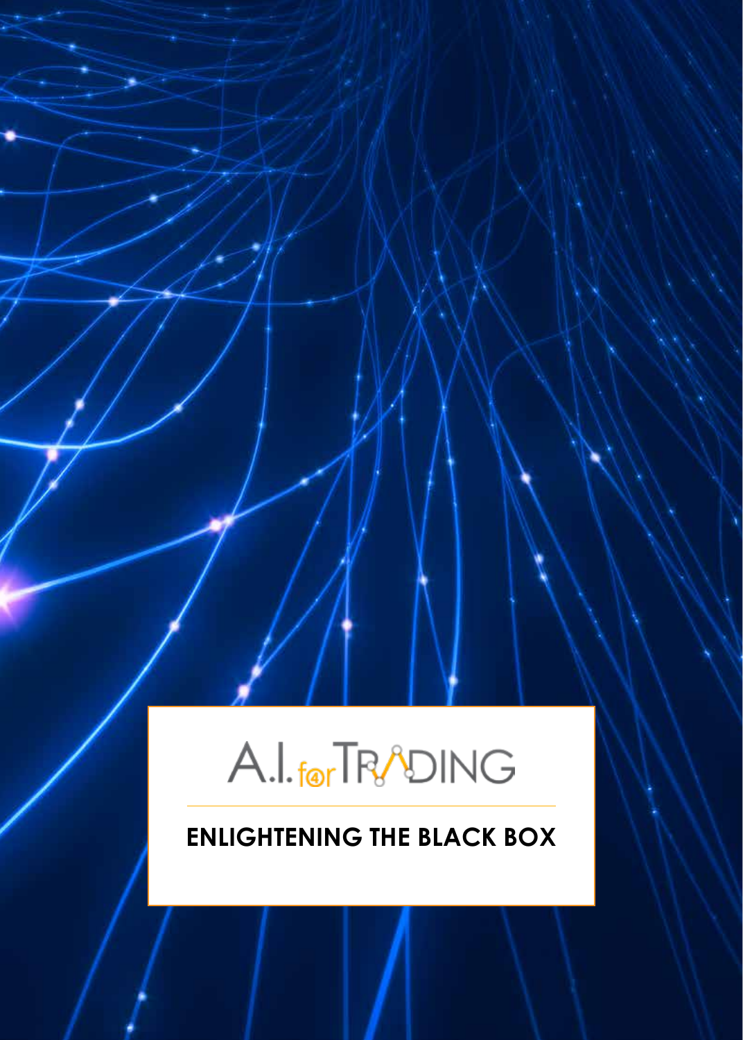# A.I. for TRADING

## ENLIGHTENING THE BLACK BOX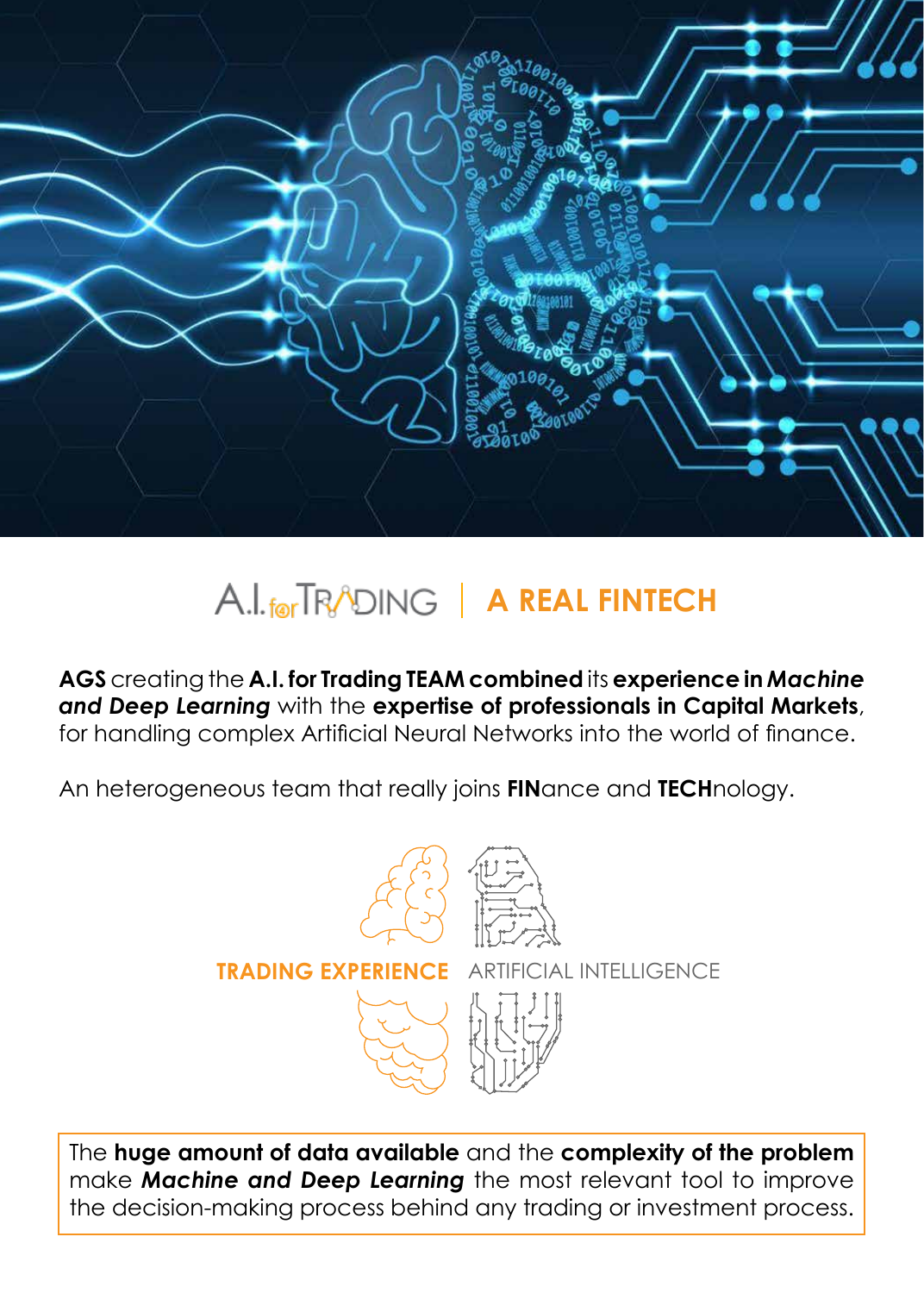## A.I. for TRADING | A REAL FINTECH

**AGS** creating the **A.I. for Trading TEAM combined** its **experience in *Machine and Deep Learning*** with the **expertise of professionals in Capital Markets**, for handling complex Artificial Neural Networks into the world of finance.

An heterogeneous team that really joins **FIN**ance and **TECH**nology.

**TRADING EXPERIENCE** ARTIFICIAL INTELLIGENCE

The **huge amount of data available** and the **complexity of the problem** make ***Machine and Deep Learning*** the most relevant tool to improve the decision-making process behind any trading or investment process.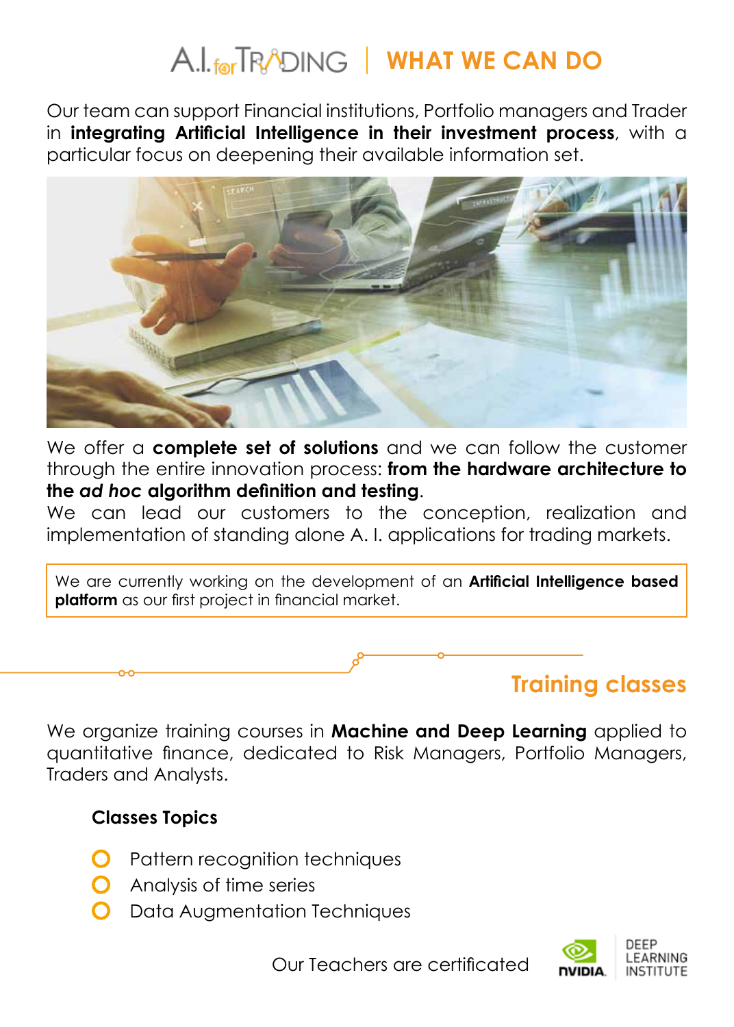# A.I. for TRADING | WHAT WE CAN DO

Our team can support Financial institutions, Portfolio managers and Trader in **integrating Artificial Intelligence in their investment process**, with a particular focus on deepening their available information set.

We offer a **complete set of solutions** and we can follow the customer through the entire innovation process: **from the hardware architecture to the *ad hoc* algorithm definition and testing**.

We can lead our customers to the conception, realization and implementation of standing alone A. I. applications for trading markets.

> We are currently working on the development of an **Artificial Intelligence based platform** as our first project in financial market.

## Training classes

We organize training courses in **Machine and Deep Learning** applied to quantitative finance, dedicated to Risk Managers, Portfolio Managers, Traders and Analysts.

**Classes Topics**

- Pattern recognition techniques
- Analysis of time series
- Data Augmentation Techniques

Our Teachers are certificated NVIDIA DEEP LEARNING INSTITUTE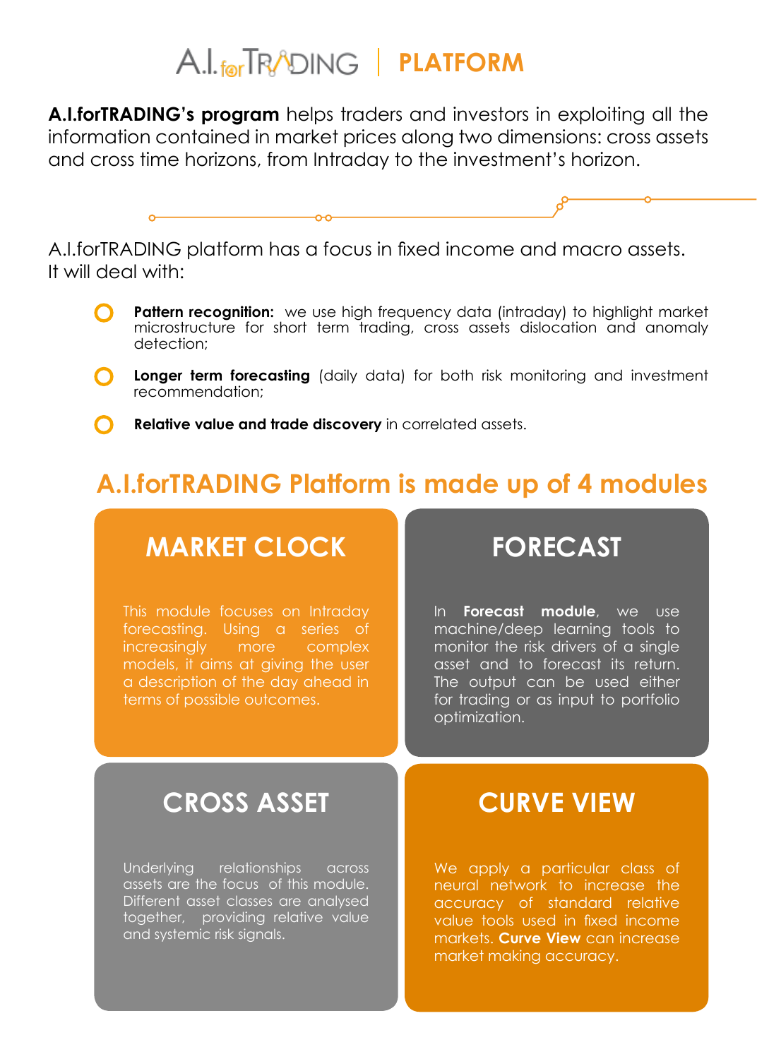# A.I.forTRADING | PLATFORM

**A.I.forTRADING's program** helps traders and investors in exploiting all the information contained in market prices along two dimensions: cross assets and cross time horizons, from Intraday to the investment's horizon.

A.I.forTRADING platform has a focus in fixed income and macro assets. It will deal with:

- **Pattern recognition:** we use high frequency data (intraday) to highlight market microstructure for short term trading, cross assets dislocation and anomaly detection;
- **Longer term forecasting** (daily data) for both risk monitoring and investment recommendation;
- **Relative value and trade discovery** in correlated assets.

## A.I.forTRADING Platform is made up of 4 modules

### MARKET CLOCK

This module focuses on Intraday forecasting. Using a series of increasingly more complex models, it aims at giving the user a description of the day ahead in terms of possible outcomes.

### FORECAST

In **Forecast module**, we use machine/deep learning tools to monitor the risk drivers of a single asset and to forecast its return. The output can be used either for trading or as input to portfolio optimization.

### CROSS ASSET

Underlying relationships across assets are the focus of this module. Different asset classes are analysed together, providing relative value and systemic risk signals.

### CURVE VIEW

We apply a particular class of neural network to increase the accuracy of standard relative value tools used in fixed income markets. **Curve View** can increase market making accuracy.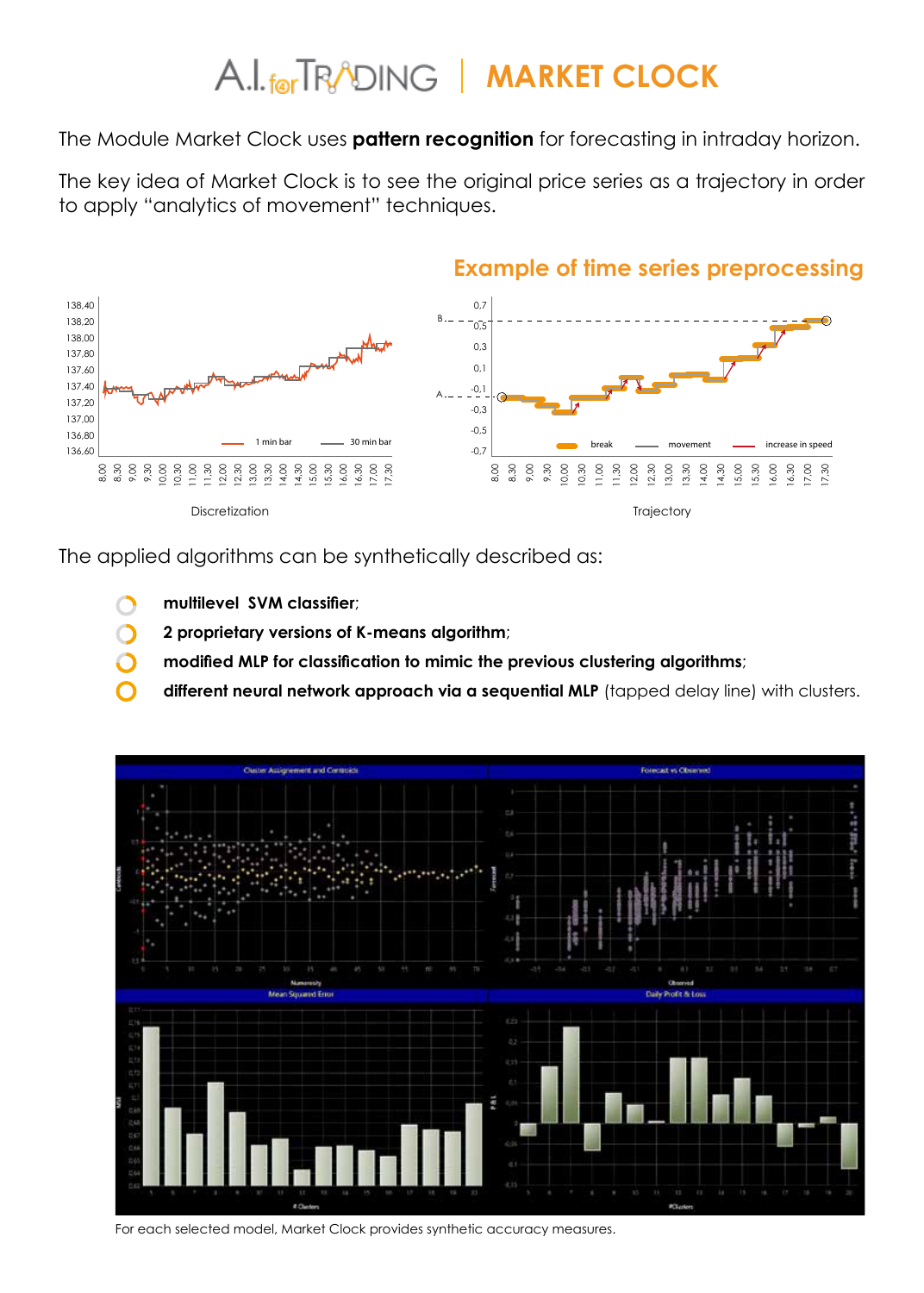# A.I. for TRADING | MARKET CLOCK

The Module Market Clock uses **pattern recognition** for forecasting in intraday horizon.

The key idea of Market Clock is to see the original price series as a trajectory in order to apply "analytics of movement" techniques.

## Example of time series preprocessing

Discretization

Trajectory

The applied algorithms can be synthetically described as:

- **multilevel SVM classifier**;
- **2 proprietary versions of K-means algorithm**;
- **modified MLP for classification to mimic the previous clustering algorithms**;
- **different neural network approach via a sequential MLP** (tapped delay line) with clusters.

For each selected model, Market Clock provides synthetic accuracy measures.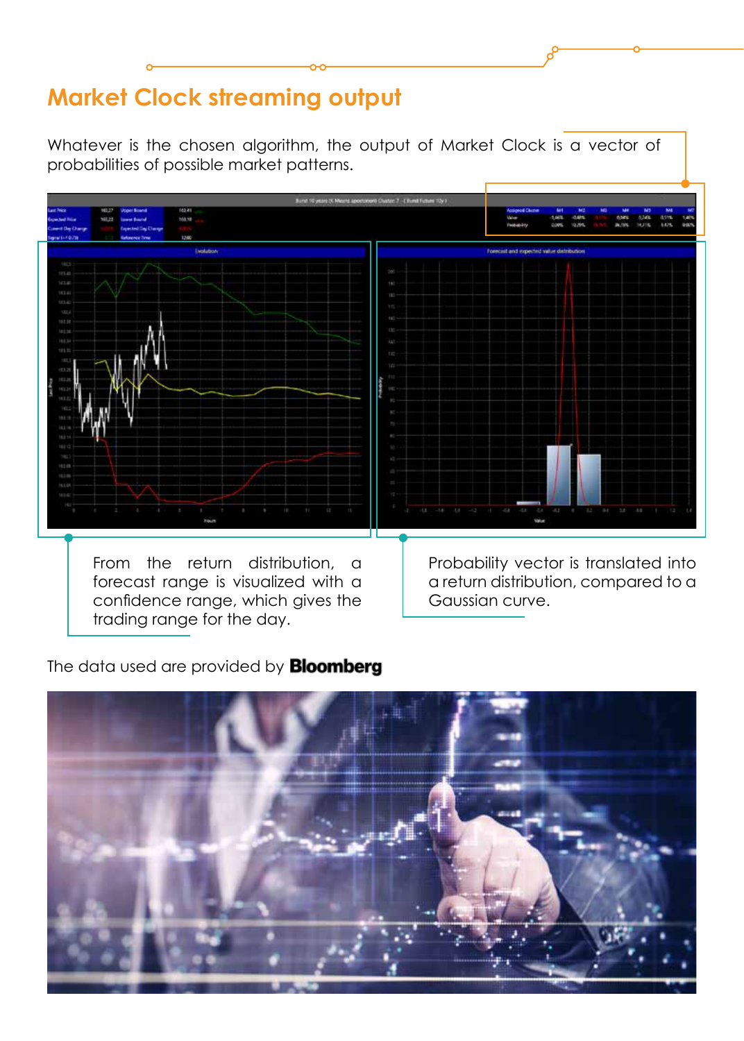## Market Clock streaming output

Whatever is the chosen algorithm, the output of Market Clock is a vector of probabilities of possible market patterns.

From the return distribution, a forecast range is visualized with a confidence range, which gives the trading range for the day.

Probability vector is translated into a return distribution, compared to a Gaussian curve.

The data used are provided by **Bloomberg**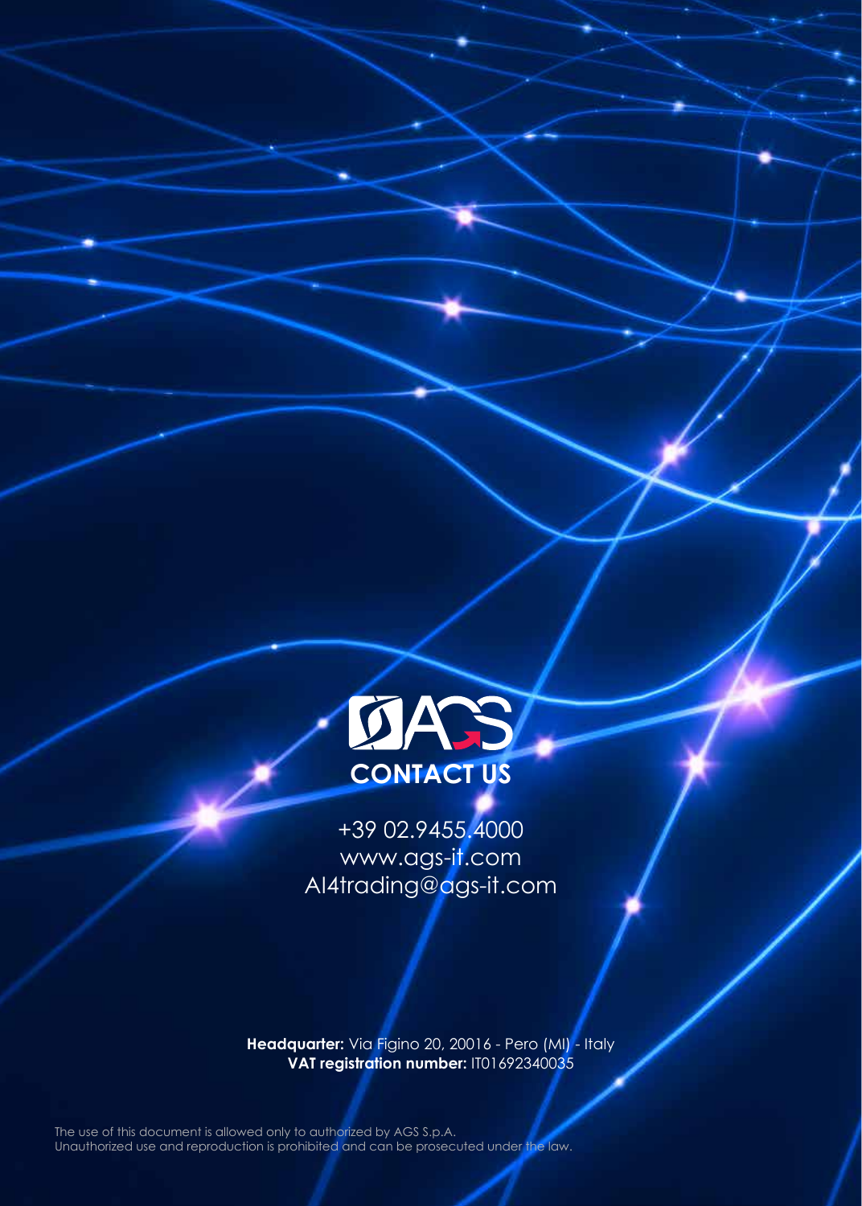## CONTACT US

+39 02.9455.4000
www.ags-it.com
AI4trading@ags-it.com

**Headquarter:** Via Figino 20, 20016 - Pero (MI) - Italy
**VAT registration number:** IT01692340035

The use of this document is allowed only to authorized by AGS S.p.A.
Unauthorized use and reproduction is prohibited and can be prosecuted under the law.